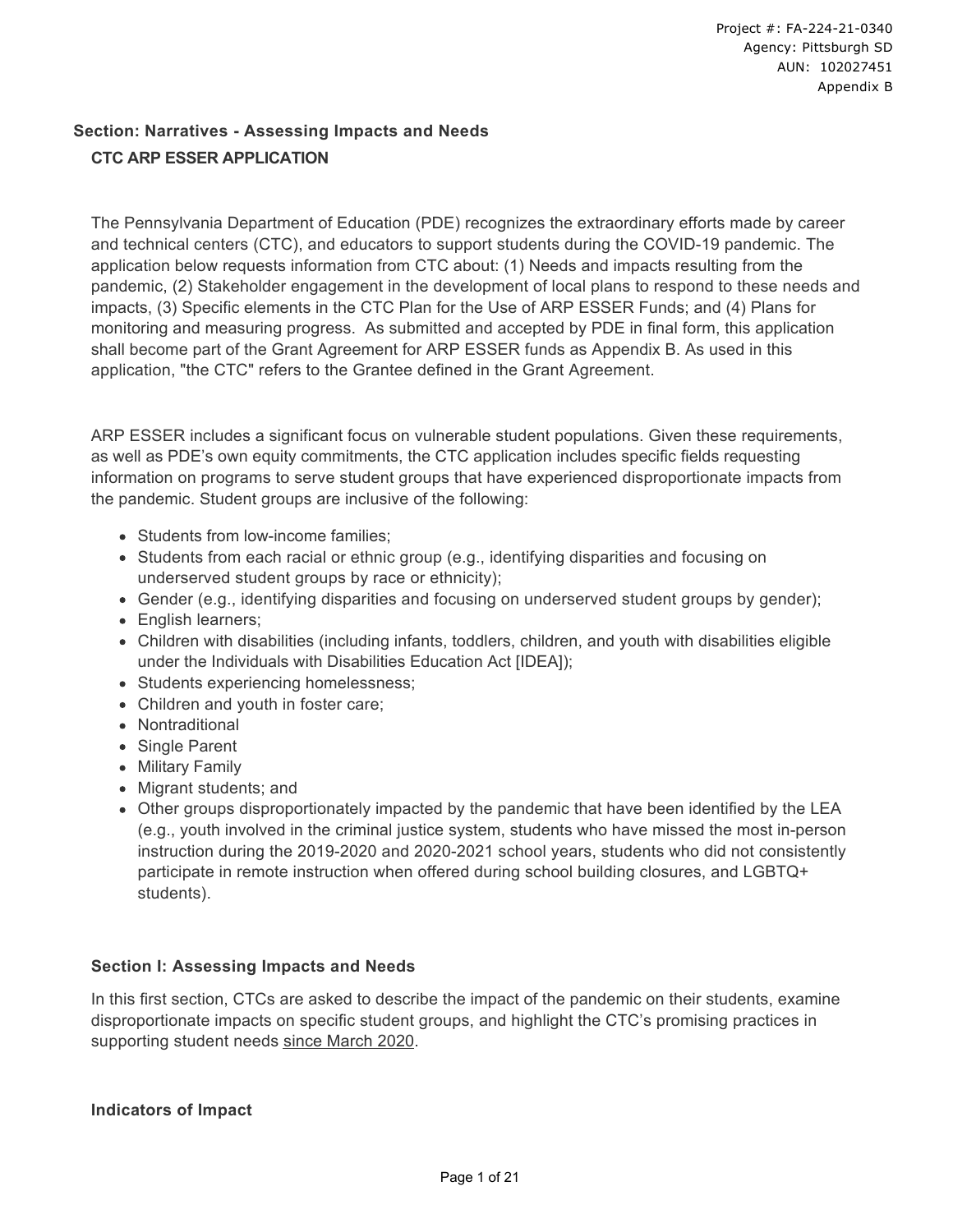Project #: FA-224-21-0340
Agency: Pittsburgh SD
AUN: 102027451
Appendix B

## Section: Narratives - Assessing Impacts and Needs

### CTC ARP ESSER APPLICATION

The Pennsylvania Department of Education (PDE) recognizes the extraordinary efforts made by career and technical centers (CTC), and educators to support students during the COVID-19 pandemic. The application below requests information from CTC about: (1) Needs and impacts resulting from the pandemic, (2) Stakeholder engagement in the development of local plans to respond to these needs and impacts, (3) Specific elements in the CTC Plan for the Use of ARP ESSER Funds; and (4) Plans for monitoring and measuring progress. As submitted and accepted by PDE in final form, this application shall become part of the Grant Agreement for ARP ESSER funds as Appendix B. As used in this application, "the CTC" refers to the Grantee defined in the Grant Agreement.

ARP ESSER includes a significant focus on vulnerable student populations. Given these requirements, as well as PDE's own equity commitments, the CTC application includes specific fields requesting information on programs to serve student groups that have experienced disproportionate impacts from the pandemic. Student groups are inclusive of the following:

- Students from low-income families;
- Students from each racial or ethnic group (e.g., identifying disparities and focusing on underserved student groups by race or ethnicity);
- Gender (e.g., identifying disparities and focusing on underserved student groups by gender);
- English learners;
- Children with disabilities (including infants, toddlers, children, and youth with disabilities eligible under the Individuals with Disabilities Education Act [IDEA]);
- Students experiencing homelessness;
- Children and youth in foster care;
- Nontraditional
- Single Parent
- Military Family
- Migrant students; and
- Other groups disproportionately impacted by the pandemic that have been identified by the LEA (e.g., youth involved in the criminal justice system, students who have missed the most in-person instruction during the 2019-2020 and 2020-2021 school years, students who did not consistently participate in remote instruction when offered during school building closures, and LGBTQ+ students).

### Section I: Assessing Impacts and Needs

In this first section, CTCs are asked to describe the impact of the pandemic on their students, examine disproportionate impacts on specific student groups, and highlight the CTC's promising practices in supporting student needs since March 2020.

### Indicators of Impact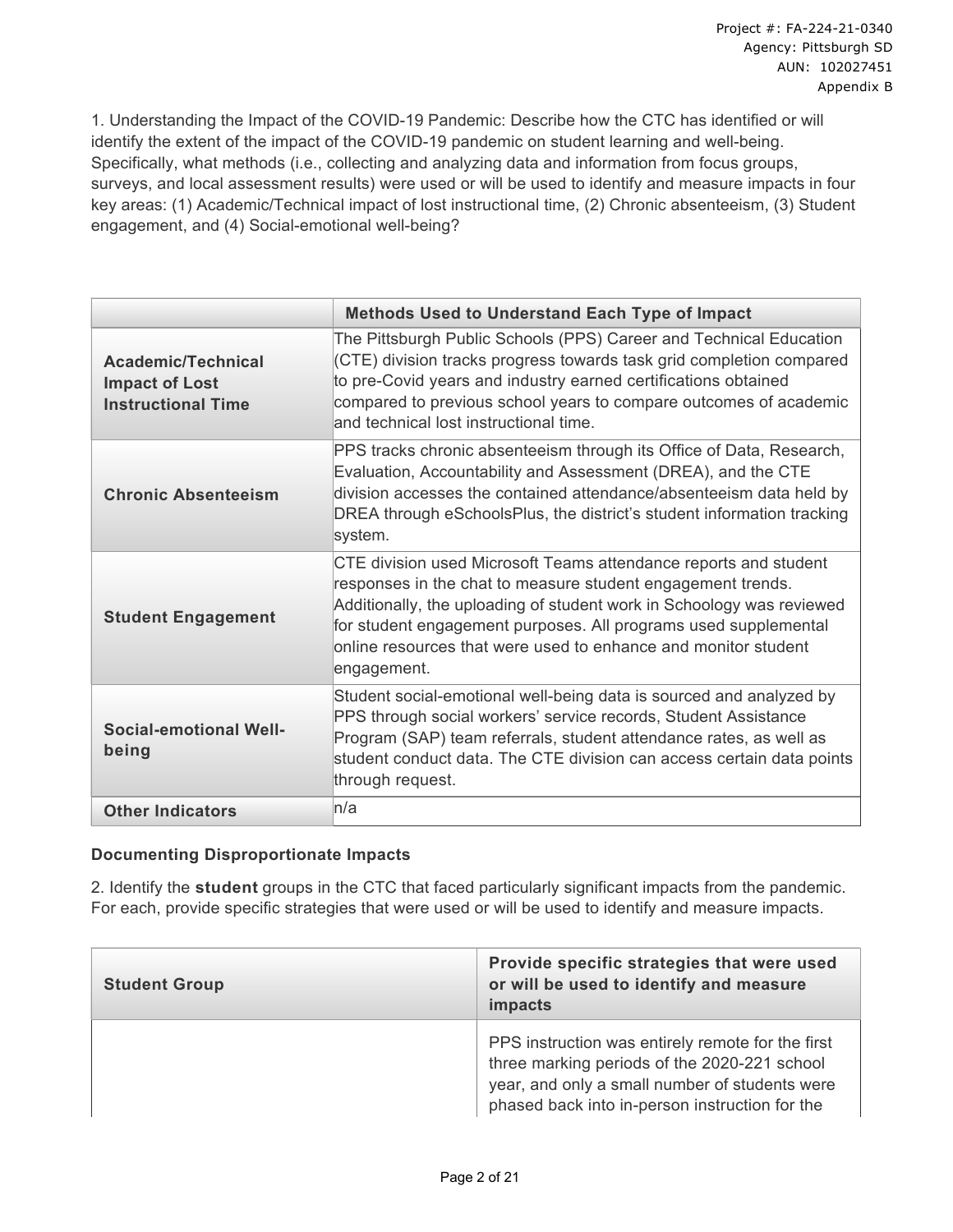1. Understanding the Impact of the COVID-19 Pandemic: Describe how the CTC has identified or will identify the extent of the impact of the COVID-19 pandemic on student learning and well-being. Specifically, what methods (i.e., collecting and analyzing data and information from focus groups, surveys, and local assessment results) were used or will be used to identify and measure impacts in four key areas: (1) Academic/Technical impact of lost instructional time, (2) Chronic absenteeism, (3) Student engagement, and (4) Social-emotional well-being?

| | Methods Used to Understand Each Type of Impact |
|---|---|
| **Academic/Technical Impact of Lost Instructional Time** | The Pittsburgh Public Schools (PPS) Career and Technical Education (CTE) division tracks progress towards task grid completion compared to pre-Covid years and industry earned certifications obtained compared to previous school years to compare outcomes of academic and technical lost instructional time. |
| **Chronic Absenteeism** | PPS tracks chronic absenteeism through its Office of Data, Research, Evaluation, Accountability and Assessment (DREA), and the CTE division accesses the contained attendance/absenteeism data held by DREA through eSchoolsPlus, the district's student information tracking system. |
| **Student Engagement** | CTE division used Microsoft Teams attendance reports and student responses in the chat to measure student engagement trends. Additionally, the uploading of student work in Schoology was reviewed for student engagement purposes. All programs used supplemental online resources that were used to enhance and monitor student engagement. |
| **Social-emotional Well-being** | Student social-emotional well-being data is sourced and analyzed by PPS through social workers' service records, Student Assistance Program (SAP) team referrals, student attendance rates, as well as student conduct data. The CTE division can access certain data points through request. |
| **Other Indicators** | n/a |

**Documenting Disproportionate Impacts**

2. Identify the **student** groups in the CTC that faced particularly significant impacts from the pandemic. For each, provide specific strategies that were used or will be used to identify and measure impacts.

| Student Group | Provide specific strategies that were used or will be used to identify and measure impacts |
|---|---|
| | PPS instruction was entirely remote for the first three marking periods of the 2020-221 school year, and only a small number of students were phased back into in-person instruction for the |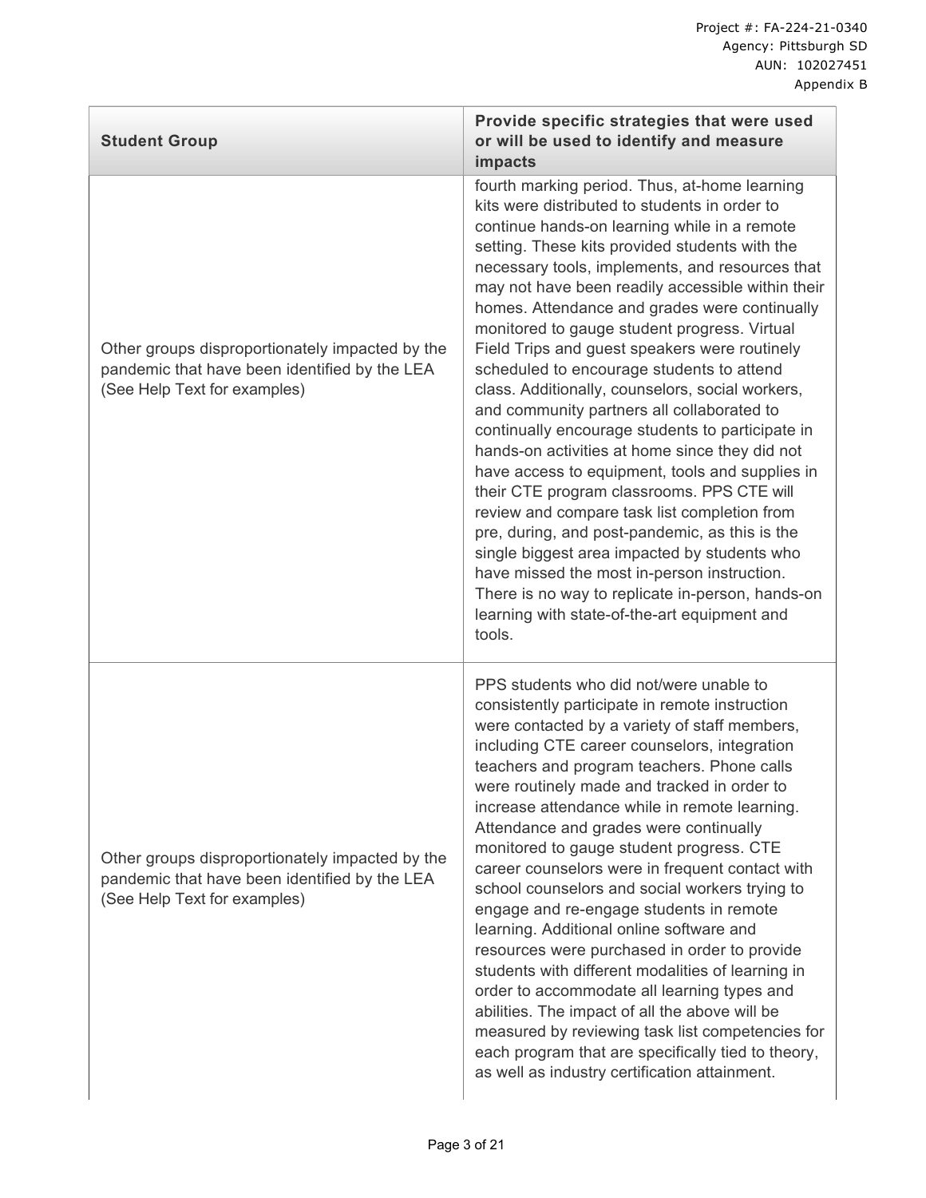| Student Group | Provide specific strategies that were used or will be used to identify and measure impacts |
| --- | --- |
| Other groups disproportionately impacted by the pandemic that have been identified by the LEA (See Help Text for examples) | fourth marking period. Thus, at-home learning kits were distributed to students in order to continue hands-on learning while in a remote setting. These kits provided students with the necessary tools, implements, and resources that may not have been readily accessible within their homes. Attendance and grades were continually monitored to gauge student progress. Virtual Field Trips and guest speakers were routinely scheduled to encourage students to attend class. Additionally, counselors, social workers, and community partners all collaborated to continually encourage students to participate in hands-on activities at home since they did not have access to equipment, tools and supplies in their CTE program classrooms. PPS CTE will review and compare task list completion from pre, during, and post-pandemic, as this is the single biggest area impacted by students who have missed the most in-person instruction. There is no way to replicate in-person, hands-on learning with state-of-the-art equipment and tools. |
| Other groups disproportionately impacted by the pandemic that have been identified by the LEA (See Help Text for examples) | PPS students who did not/were unable to consistently participate in remote instruction were contacted by a variety of staff members, including CTE career counselors, integration teachers and program teachers. Phone calls were routinely made and tracked in order to increase attendance while in remote learning. Attendance and grades were continually monitored to gauge student progress. CTE career counselors were in frequent contact with school counselors and social workers trying to engage and re-engage students in remote learning. Additional online software and resources were purchased in order to provide students with different modalities of learning in order to accommodate all learning types and abilities. The impact of all the above will be measured by reviewing task list competencies for each program that are specifically tied to theory, as well as industry certification attainment. |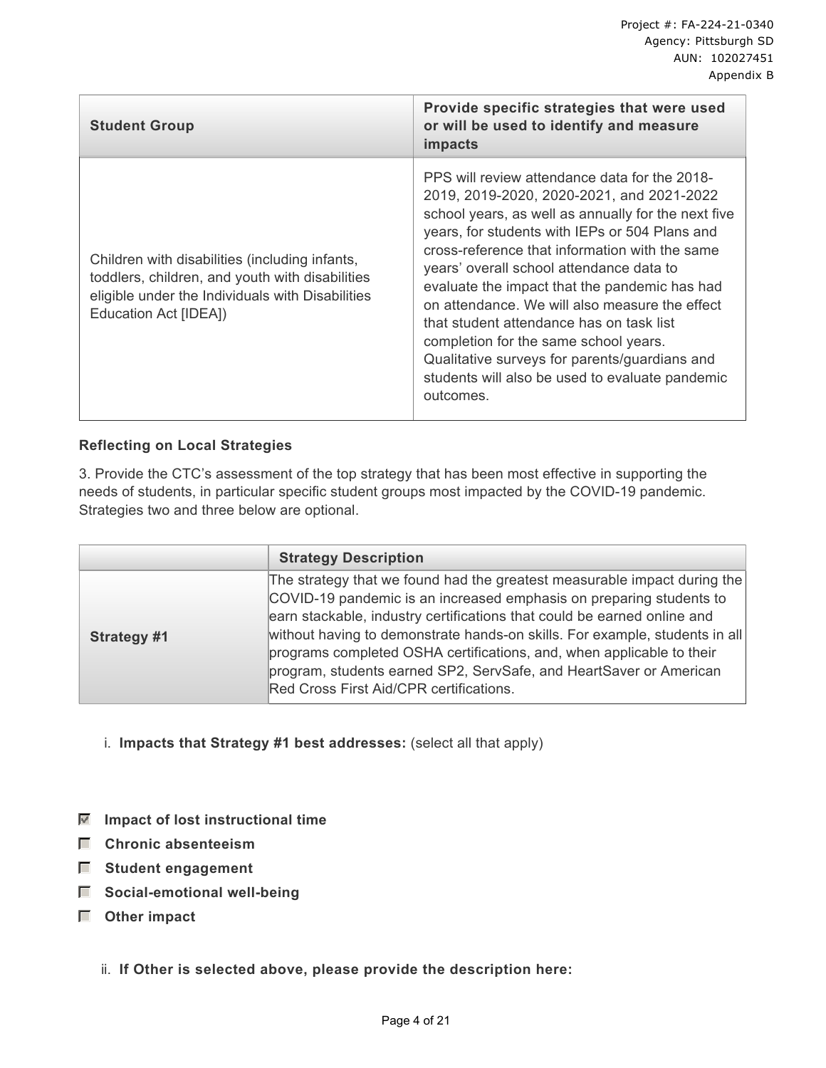| Student Group | Provide specific strategies that were used or will be used to identify and measure impacts |
| --- | --- |
| Children with disabilities (including infants, toddlers, children, and youth with disabilities eligible under the Individuals with Disabilities Education Act [IDEA]) | PPS will review attendance data for the 2018-2019, 2019-2020, 2020-2021, and 2021-2022 school years, as well as annually for the next five years, for students with IEPs or 504 Plans and cross-reference that information with the same years' overall school attendance data to evaluate the impact that the pandemic has had on attendance. We will also measure the effect that student attendance has on task list completion for the same school years. Qualitative surveys for parents/guardians and students will also be used to evaluate pandemic outcomes. |

**Reflecting on Local Strategies**

3. Provide the CTC's assessment of the top strategy that has been most effective in supporting the needs of students, in particular specific student groups most impacted by the COVID-19 pandemic. Strategies two and three below are optional.

| | Strategy Description |
| --- | --- |
| **Strategy #1** | The strategy that we found had the greatest measurable impact during the COVID-19 pandemic is an increased emphasis on preparing students to earn stackable, industry certifications that could be earned online and without having to demonstrate hands-on skills. For example, students in all programs completed OSHA certifications, and, when applicable to their program, students earned SP2, ServSafe, and HeartSaver or American Red Cross First Aid/CPR certifications. |

i. **Impacts that Strategy #1 best addresses:** (select all that apply)

- [x] **Impact of lost instructional time**
- [ ] **Chronic absenteeism**
- [ ] **Student engagement**
- [ ] **Social-emotional well-being**
- [ ] **Other impact**

ii. **If Other is selected above, please provide the description here:**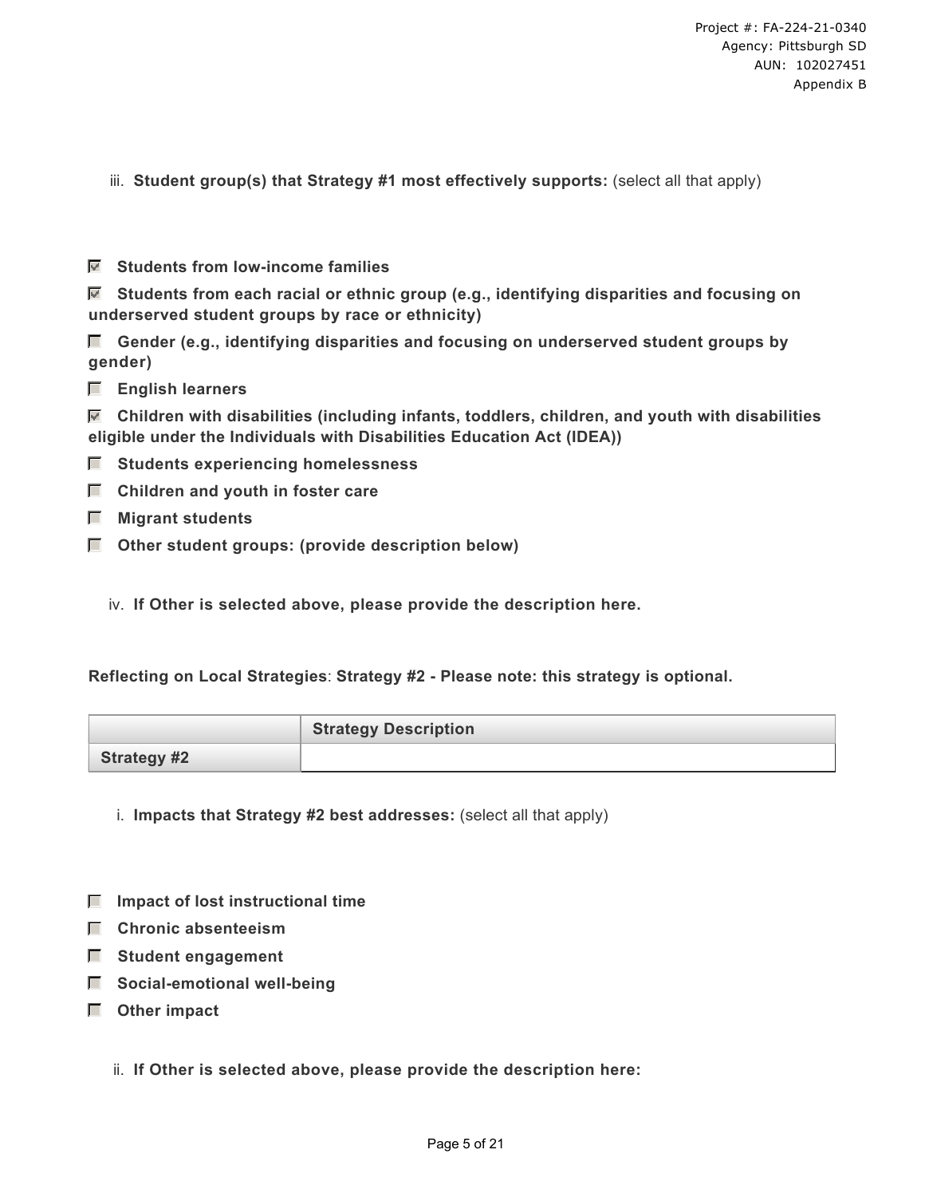iii. **Student group(s) that Strategy #1 most effectively supports:** (select all that apply)

- [x] **Students from low-income families**
- [x] **Students from each racial or ethnic group (e.g., identifying disparities and focusing on underserved student groups by race or ethnicity)**
- [ ] **Gender (e.g., identifying disparities and focusing on underserved student groups by gender)**
- [ ] **English learners**
- [x] **Children with disabilities (including infants, toddlers, children, and youth with disabilities eligible under the Individuals with Disabilities Education Act (IDEA))**
- [ ] **Students experiencing homelessness**
- [ ] **Children and youth in foster care**
- [ ] **Migrant students**
- [ ] **Other student groups: (provide description below)**

iv. **If Other is selected above, please provide the description here.**

**Reflecting on Local Strategies**: **Strategy #2 - Please note: this strategy is optional.**

| | Strategy Description |
|---|---|
| **Strategy #2** | |

i. **Impacts that Strategy #2 best addresses:** (select all that apply)

- [ ] **Impact of lost instructional time**
- [ ] **Chronic absenteeism**
- [ ] **Student engagement**
- [ ] **Social-emotional well-being**
- [ ] **Other impact**

ii. **If Other is selected above, please provide the description here:**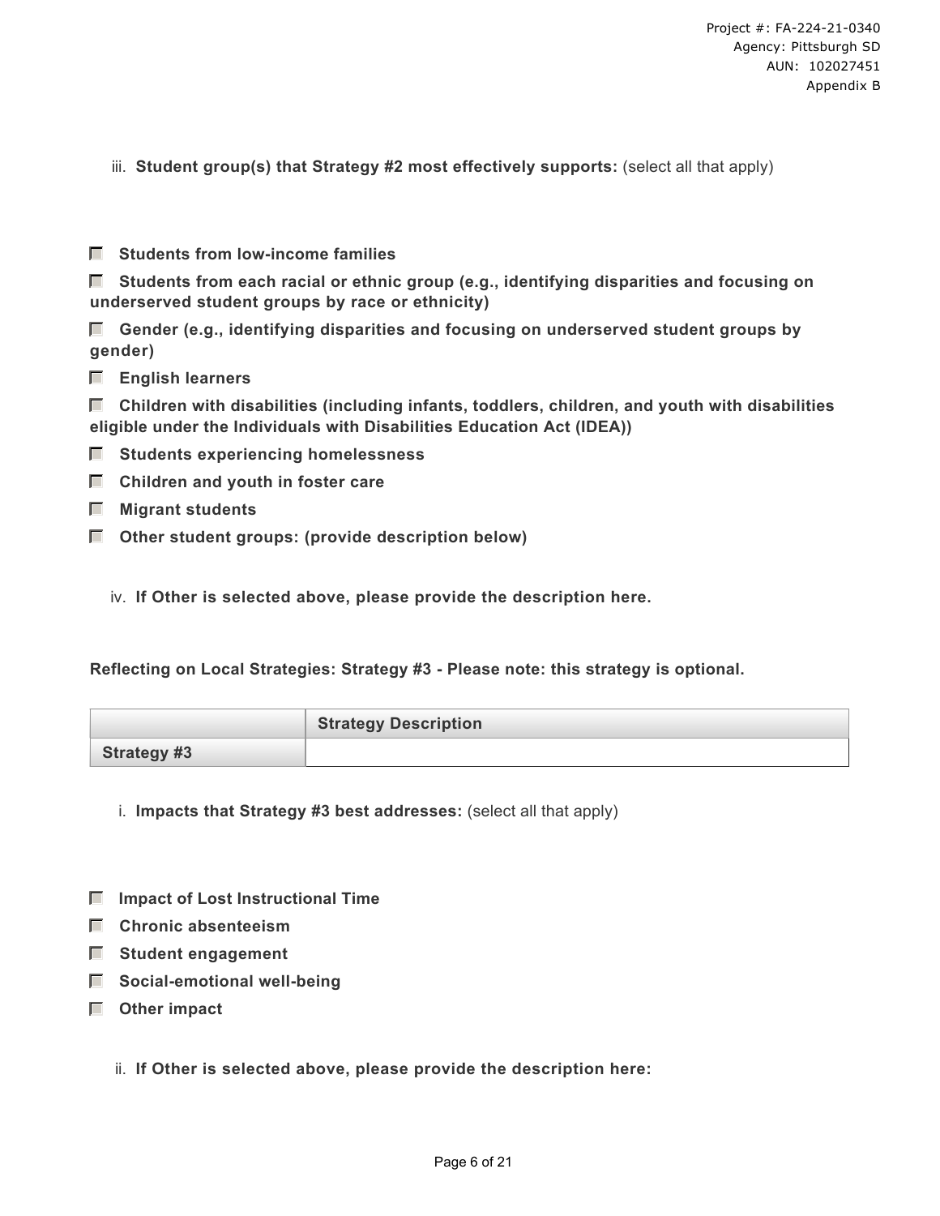iii. **Student group(s) that Strategy #2 most effectively supports:** (select all that apply)

- [ ] **Students from low-income families**
- [ ] **Students from each racial or ethnic group (e.g., identifying disparities and focusing on underserved student groups by race or ethnicity)**
- [ ] **Gender (e.g., identifying disparities and focusing on underserved student groups by gender)**
- [ ] **English learners**
- [ ] **Children with disabilities (including infants, toddlers, children, and youth with disabilities eligible under the Individuals with Disabilities Education Act (IDEA))**
- [ ] **Students experiencing homelessness**
- [ ] **Children and youth in foster care**
- [ ] **Migrant students**
- [ ] **Other student groups: (provide description below)**

iv. **If Other is selected above, please provide the description here.**

**Reflecting on Local Strategies: Strategy #3 - Please note: this strategy is optional.**

| | **Strategy Description** |
|---|---|
| **Strategy #3** | |

i. **Impacts that Strategy #3 best addresses:** (select all that apply)

- [ ] **Impact of Lost Instructional Time**
- [ ] **Chronic absenteeism**
- [ ] **Student engagement**
- [ ] **Social-emotional well-being**
- [ ] **Other impact**

ii. **If Other is selected above, please provide the description here:**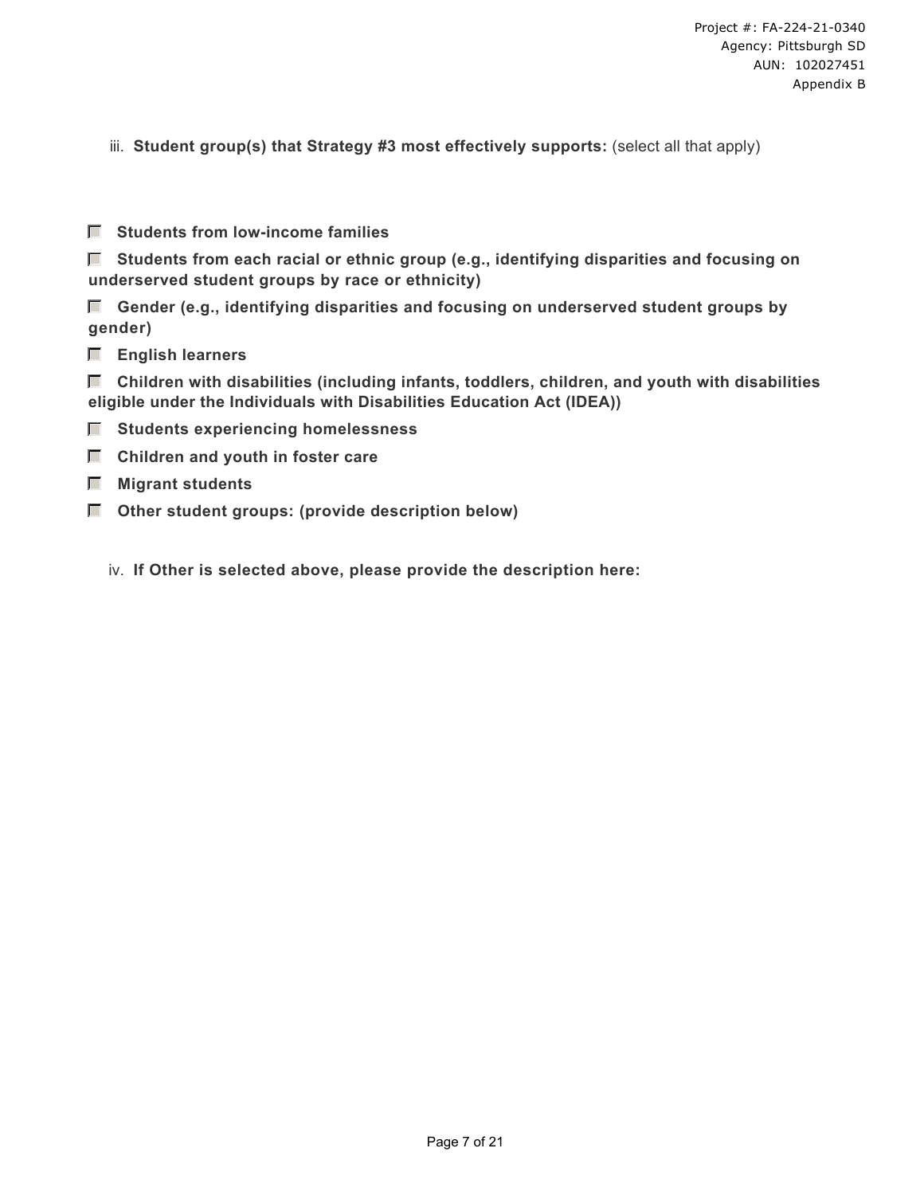iii. **Student group(s) that Strategy #3 most effectively supports:** (select all that apply)

- [ ] **Students from low-income families**
- [ ] **Students from each racial or ethnic group (e.g., identifying disparities and focusing on underserved student groups by race or ethnicity)**
- [ ] **Gender (e.g., identifying disparities and focusing on underserved student groups by gender)**
- [ ] **English learners**
- [ ] **Children with disabilities (including infants, toddlers, children, and youth with disabilities eligible under the Individuals with Disabilities Education Act (IDEA))**
- [ ] **Students experiencing homelessness**
- [ ] **Children and youth in foster care**
- [ ] **Migrant students**
- [ ] **Other student groups: (provide description below)**

iv. **If Other is selected above, please provide the description here:**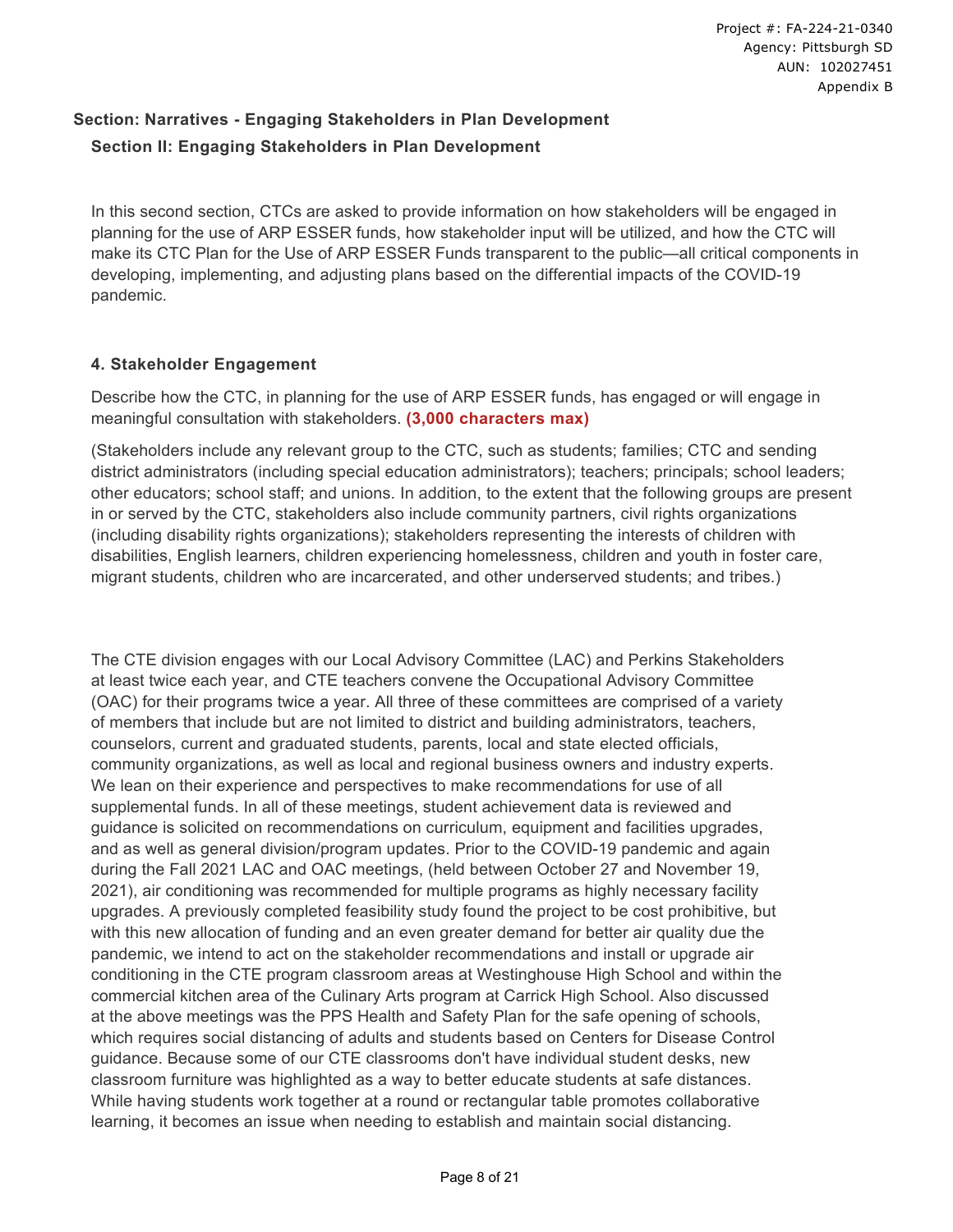## Section: Narratives - Engaging Stakeholders in Plan Development

### Section II: Engaging Stakeholders in Plan Development

In this second section, CTCs are asked to provide information on how stakeholders will be engaged in planning for the use of ARP ESSER funds, how stakeholder input will be utilized, and how the CTC will make its CTC Plan for the Use of ARP ESSER Funds transparent to the public—all critical components in developing, implementing, and adjusting plans based on the differential impacts of the COVID-19 pandemic.

#### 4. Stakeholder Engagement

Describe how the CTC, in planning for the use of ARP ESSER funds, has engaged or will engage in meaningful consultation with stakeholders. **(3,000 characters max)**

(Stakeholders include any relevant group to the CTC, such as students; families; CTC and sending district administrators (including special education administrators); teachers; principals; school leaders; other educators; school staff; and unions. In addition, to the extent that the following groups are present in or served by the CTC, stakeholders also include community partners, civil rights organizations (including disability rights organizations); stakeholders representing the interests of children with disabilities, English learners, children experiencing homelessness, children and youth in foster care, migrant students, children who are incarcerated, and other underserved students; and tribes.)

The CTE division engages with our Local Advisory Committee (LAC) and Perkins Stakeholders at least twice each year, and CTE teachers convene the Occupational Advisory Committee (OAC) for their programs twice a year. All three of these committees are comprised of a variety of members that include but are not limited to district and building administrators, teachers, counselors, current and graduated students, parents, local and state elected officials, community organizations, as well as local and regional business owners and industry experts. We lean on their experience and perspectives to make recommendations for use of all supplemental funds. In all of these meetings, student achievement data is reviewed and guidance is solicited on recommendations on curriculum, equipment and facilities upgrades, and as well as general division/program updates. Prior to the COVID-19 pandemic and again during the Fall 2021 LAC and OAC meetings, (held between October 27 and November 19, 2021), air conditioning was recommended for multiple programs as highly necessary facility upgrades. A previously completed feasibility study found the project to be cost prohibitive, but with this new allocation of funding and an even greater demand for better air quality due the pandemic, we intend to act on the stakeholder recommendations and install or upgrade air conditioning in the CTE program classroom areas at Westinghouse High School and within the commercial kitchen area of the Culinary Arts program at Carrick High School. Also discussed at the above meetings was the PPS Health and Safety Plan for the safe opening of schools, which requires social distancing of adults and students based on Centers for Disease Control guidance. Because some of our CTE classrooms don't have individual student desks, new classroom furniture was highlighted as a way to better educate students at safe distances. While having students work together at a round or rectangular table promotes collaborative learning, it becomes an issue when needing to establish and maintain social distancing.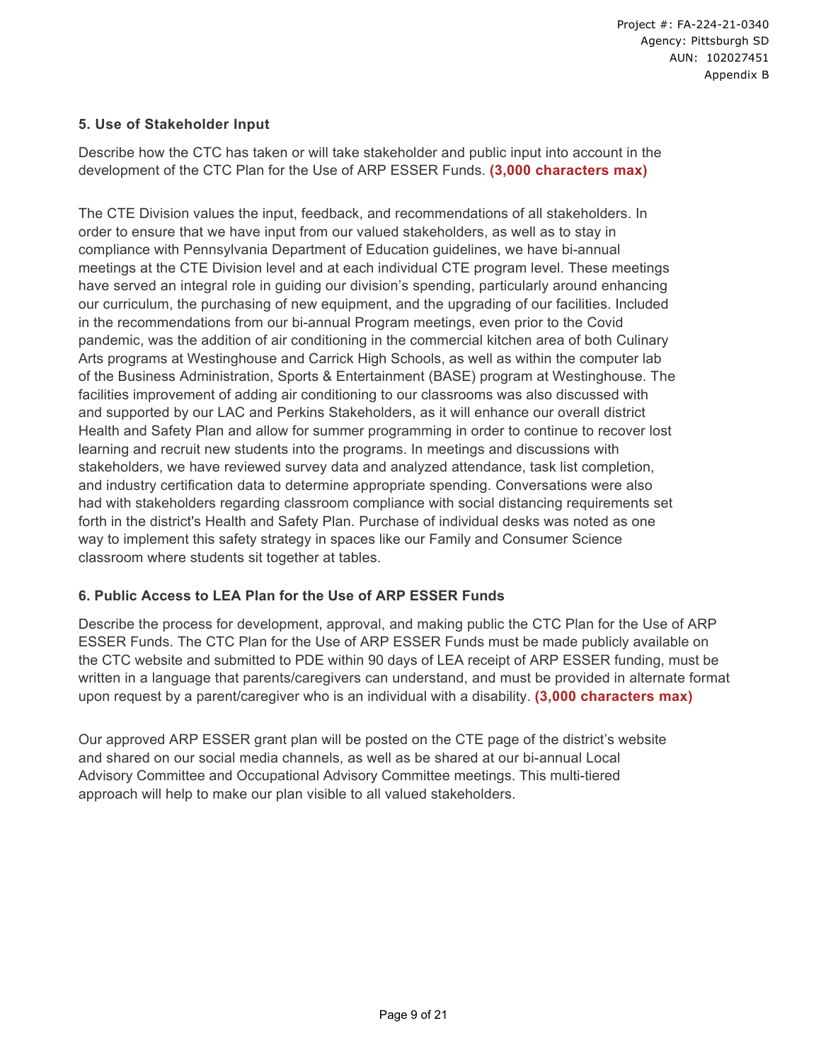### 5. Use of Stakeholder Input

Describe how the CTC has taken or will take stakeholder and public input into account in the development of the CTC Plan for the Use of ARP ESSER Funds. **(3,000 characters max)**

The CTE Division values the input, feedback, and recommendations of all stakeholders. In order to ensure that we have input from our valued stakeholders, as well as to stay in compliance with Pennsylvania Department of Education guidelines, we have bi-annual meetings at the CTE Division level and at each individual CTE program level. These meetings have served an integral role in guiding our division's spending, particularly around enhancing our curriculum, the purchasing of new equipment, and the upgrading of our facilities. Included in the recommendations from our bi-annual Program meetings, even prior to the Covid pandemic, was the addition of air conditioning in the commercial kitchen area of both Culinary Arts programs at Westinghouse and Carrick High Schools, as well as within the computer lab of the Business Administration, Sports & Entertainment (BASE) program at Westinghouse. The facilities improvement of adding air conditioning to our classrooms was also discussed with and supported by our LAC and Perkins Stakeholders, as it will enhance our overall district Health and Safety Plan and allow for summer programming in order to continue to recover lost learning and recruit new students into the programs. In meetings and discussions with stakeholders, we have reviewed survey data and analyzed attendance, task list completion, and industry certification data to determine appropriate spending. Conversations were also had with stakeholders regarding classroom compliance with social distancing requirements set forth in the district's Health and Safety Plan. Purchase of individual desks was noted as one way to implement this safety strategy in spaces like our Family and Consumer Science classroom where students sit together at tables.

### 6. Public Access to LEA Plan for the Use of ARP ESSER Funds

Describe the process for development, approval, and making public the CTC Plan for the Use of ARP ESSER Funds. The CTC Plan for the Use of ARP ESSER Funds must be made publicly available on the CTC website and submitted to PDE within 90 days of LEA receipt of ARP ESSER funding, must be written in a language that parents/caregivers can understand, and must be provided in alternate format upon request by a parent/caregiver who is an individual with a disability. **(3,000 characters max)**

Our approved ARP ESSER grant plan will be posted on the CTE page of the district's website and shared on our social media channels, as well as be shared at our bi-annual Local Advisory Committee and Occupational Advisory Committee meetings. This multi-tiered approach will help to make our plan visible to all valued stakeholders.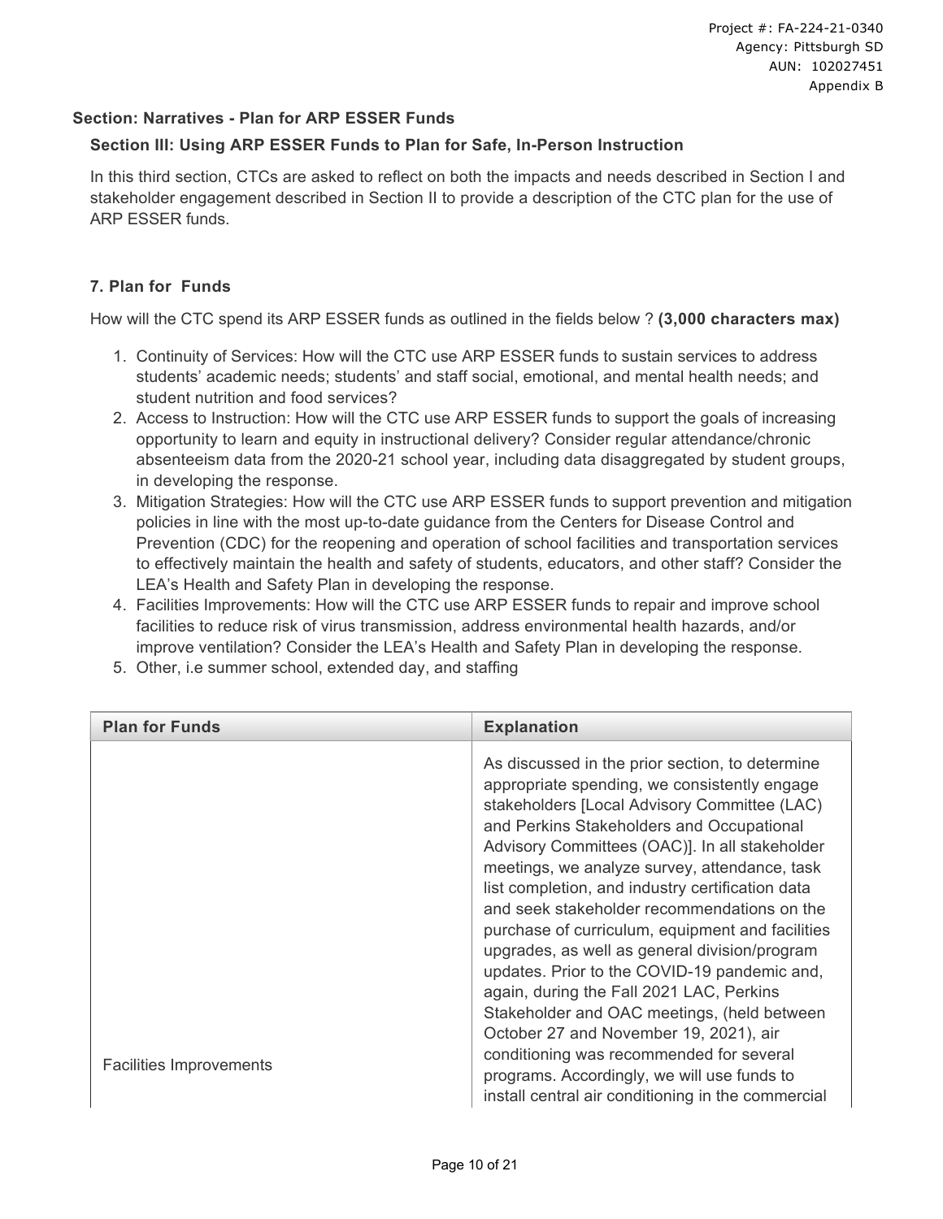## Section: Narratives - Plan for ARP ESSER Funds

### Section III: Using ARP ESSER Funds to Plan for Safe, In-Person Instruction

In this third section, CTCs are asked to reflect on both the impacts and needs described in Section I and stakeholder engagement described in Section II to provide a description of the CTC plan for the use of ARP ESSER funds.

#### 7. Plan for Funds

How will the CTC spend its ARP ESSER funds as outlined in the fields below ? **(3,000 characters max)**

1. Continuity of Services: How will the CTC use ARP ESSER funds to sustain services to address students' academic needs; students' and staff social, emotional, and mental health needs; and student nutrition and food services?
2. Access to Instruction: How will the CTC use ARP ESSER funds to support the goals of increasing opportunity to learn and equity in instructional delivery? Consider regular attendance/chronic absenteeism data from the 2020-21 school year, including data disaggregated by student groups, in developing the response.
3. Mitigation Strategies: How will the CTC use ARP ESSER funds to support prevention and mitigation policies in line with the most up-to-date guidance from the Centers for Disease Control and Prevention (CDC) for the reopening and operation of school facilities and transportation services to effectively maintain the health and safety of students, educators, and other staff? Consider the LEA's Health and Safety Plan in developing the response.
4. Facilities Improvements: How will the CTC use ARP ESSER funds to repair and improve school facilities to reduce risk of virus transmission, address environmental health hazards, and/or improve ventilation? Consider the LEA's Health and Safety Plan in developing the response.
5. Other, i.e summer school, extended day, and staffing

| Plan for Funds | Explanation |
|---|---|
| Facilities Improvements | As discussed in the prior section, to determine appropriate spending, we consistently engage stakeholders [Local Advisory Committee (LAC) and Perkins Stakeholders and Occupational Advisory Committees (OAC)]. In all stakeholder meetings, we analyze survey, attendance, task list completion, and industry certification data and seek stakeholder recommendations on the purchase of curriculum, equipment and facilities upgrades, as well as general division/program updates. Prior to the COVID-19 pandemic and, again, during the Fall 2021 LAC, Perkins Stakeholder and OAC meetings, (held between October 27 and November 19, 2021), air conditioning was recommended for several programs. Accordingly, we will use funds to install central air conditioning in the commercial |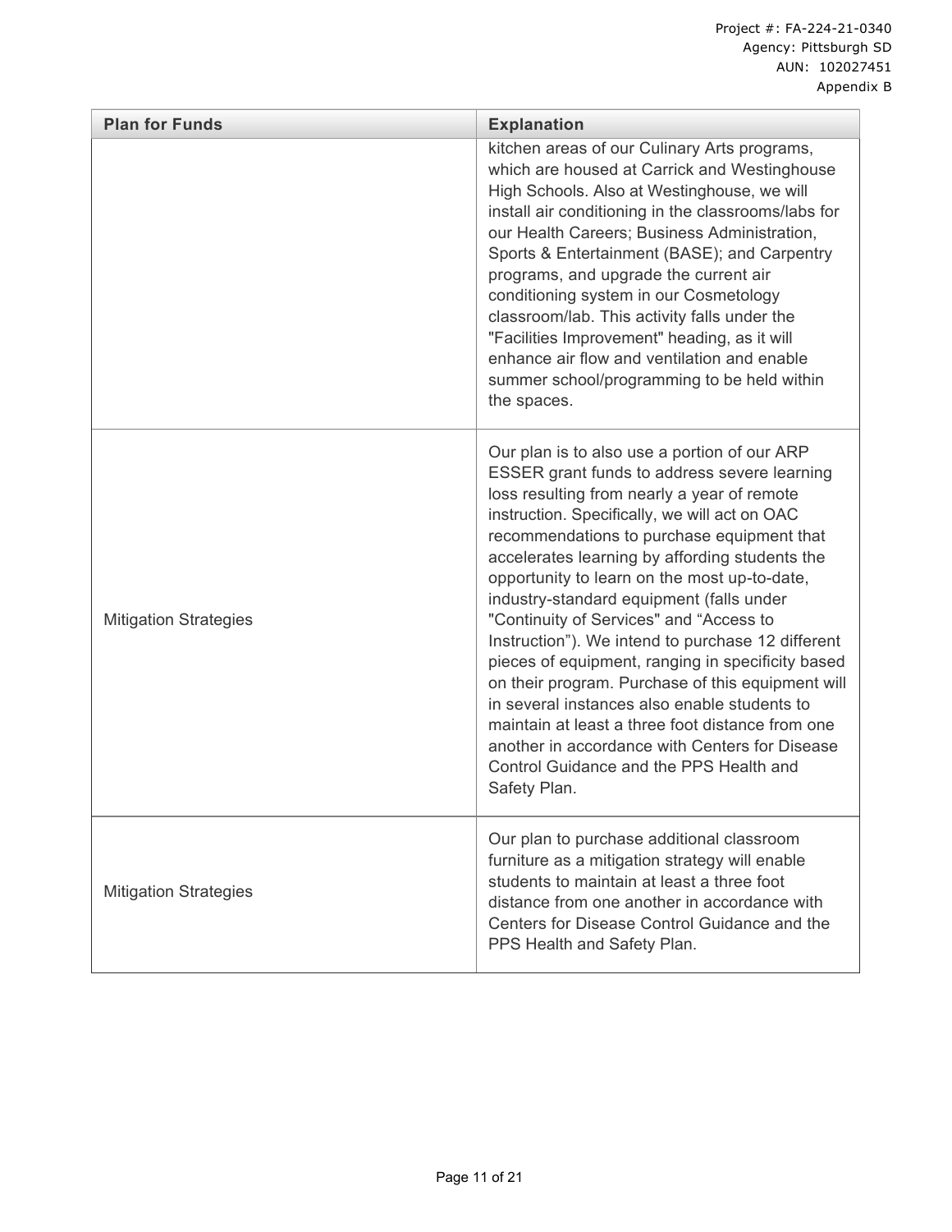| Plan for Funds | Explanation |
| --- | --- |
| | kitchen areas of our Culinary Arts programs, which are housed at Carrick and Westinghouse High Schools. Also at Westinghouse, we will install air conditioning in the classrooms/labs for our Health Careers; Business Administration, Sports & Entertainment (BASE); and Carpentry programs, and upgrade the current air conditioning system in our Cosmetology classroom/lab. This activity falls under the "Facilities Improvement" heading, as it will enhance air flow and ventilation and enable summer school/programming to be held within the spaces. |
| Mitigation Strategies | Our plan is to also use a portion of our ARP ESSER grant funds to address severe learning loss resulting from nearly a year of remote instruction. Specifically, we will act on OAC recommendations to purchase equipment that accelerates learning by affording students the opportunity to learn on the most up-to-date, industry-standard equipment (falls under "Continuity of Services" and "Access to Instruction"). We intend to purchase 12 different pieces of equipment, ranging in specificity based on their program. Purchase of this equipment will in several instances also enable students to maintain at least a three foot distance from one another in accordance with Centers for Disease Control Guidance and the PPS Health and Safety Plan. |
| Mitigation Strategies | Our plan to purchase additional classroom furniture as a mitigation strategy will enable students to maintain at least a three foot distance from one another in accordance with Centers for Disease Control Guidance and the PPS Health and Safety Plan. |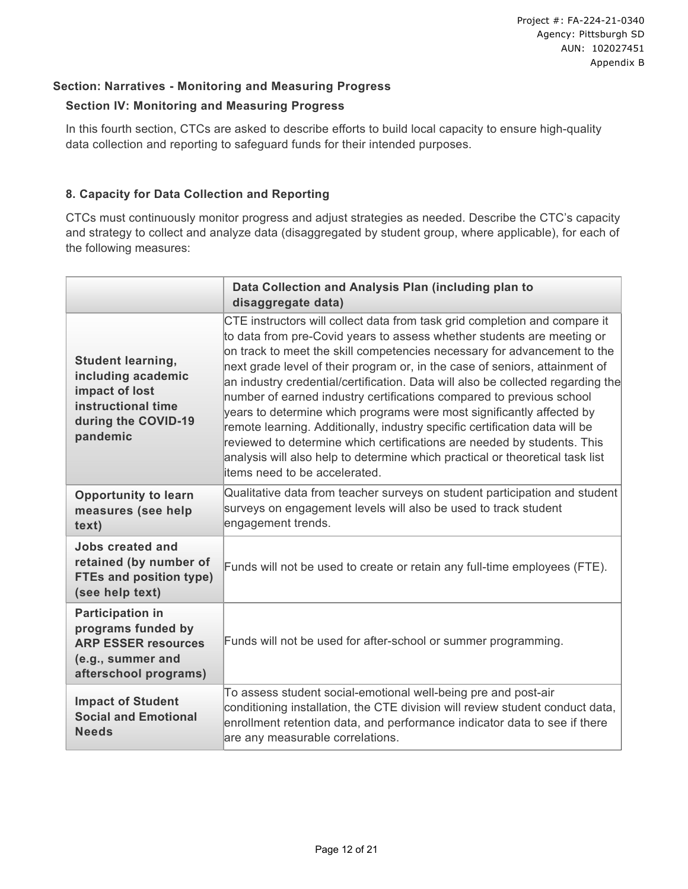## Section: Narratives - Monitoring and Measuring Progress

### Section IV: Monitoring and Measuring Progress

In this fourth section, CTCs are asked to describe efforts to build local capacity to ensure high-quality data collection and reporting to safeguard funds for their intended purposes.

### 8. Capacity for Data Collection and Reporting

CTCs must continuously monitor progress and adjust strategies as needed. Describe the CTC's capacity and strategy to collect and analyze data (disaggregated by student group, where applicable), for each of the following measures:

| | Data Collection and Analysis Plan (including plan to disaggregate data) |
|---|---|
| **Student learning, including academic impact of lost instructional time during the COVID-19 pandemic** | CTE instructors will collect data from task grid completion and compare it to data from pre-Covid years to assess whether students are meeting or on track to meet the skill competencies necessary for advancement to the next grade level of their program or, in the case of seniors, attainment of an industry credential/certification. Data will also be collected regarding the number of earned industry certifications compared to previous school years to determine which programs were most significantly affected by remote learning. Additionally, industry specific certification data will be reviewed to determine which certifications are needed by students. This analysis will also help to determine which practical or theoretical task list items need to be accelerated. |
| **Opportunity to learn measures (see help text)** | Qualitative data from teacher surveys on student participation and student surveys on engagement levels will also be used to track student engagement trends. |
| **Jobs created and retained (by number of FTEs and position type) (see help text)** | Funds will not be used to create or retain any full-time employees (FTE). |
| **Participation in programs funded by ARP ESSER resources (e.g., summer and afterschool programs)** | Funds will not be used for after-school or summer programming. |
| **Impact of Student Social and Emotional Needs** | To assess student social-emotional well-being pre and post-air conditioning installation, the CTE division will review student conduct data, enrollment retention data, and performance indicator data to see if there are any measurable correlations. |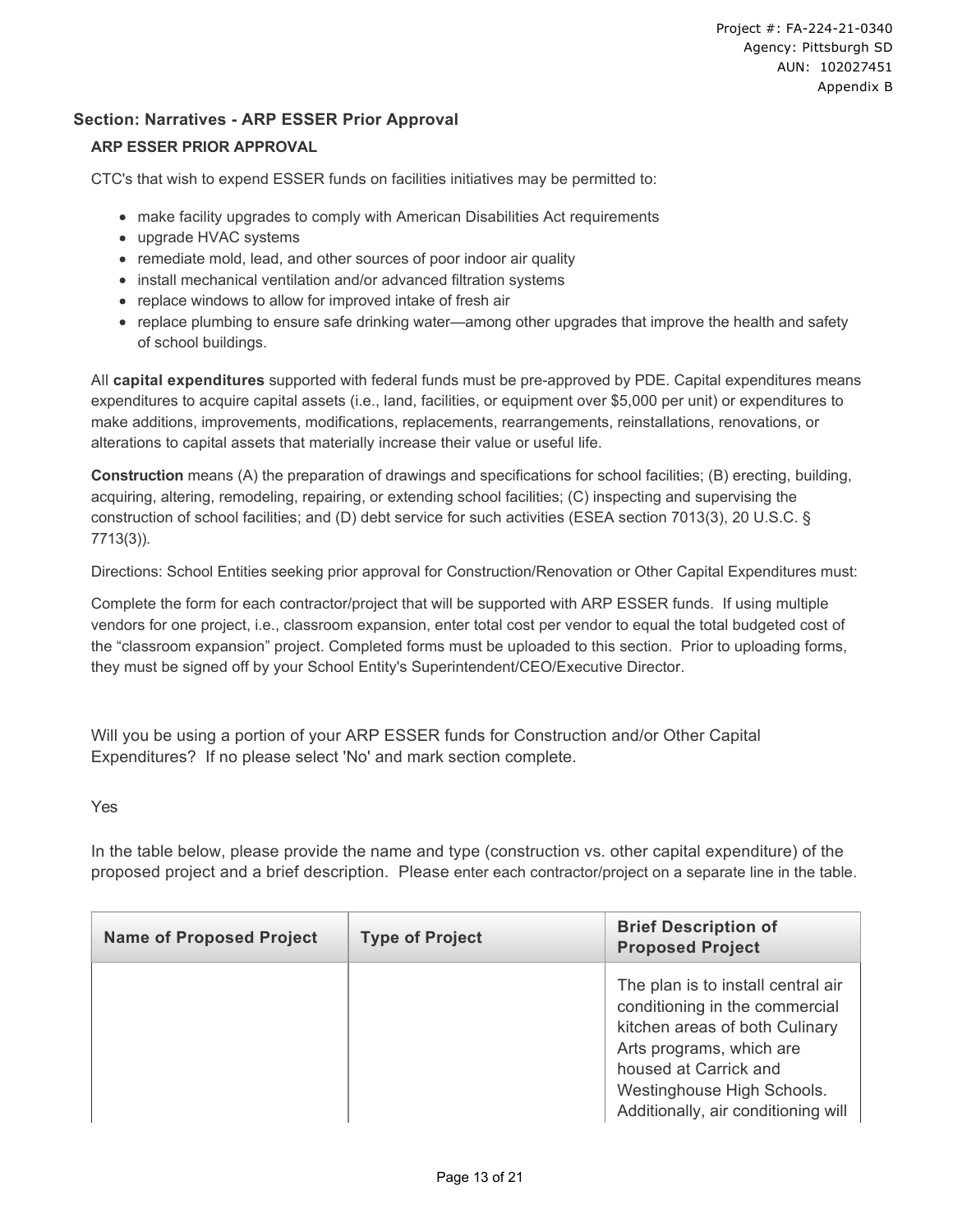## Section: Narratives - ARP ESSER Prior Approval

### ARP ESSER PRIOR APPROVAL

CTC's that wish to expend ESSER funds on facilities initiatives may be permitted to:

- make facility upgrades to comply with American Disabilities Act requirements
- upgrade HVAC systems
- remediate mold, lead, and other sources of poor indoor air quality
- install mechanical ventilation and/or advanced filtration systems
- replace windows to allow for improved intake of fresh air
- replace plumbing to ensure safe drinking water—among other upgrades that improve the health and safety of school buildings.

All **capital expenditures** supported with federal funds must be pre-approved by PDE. Capital expenditures means expenditures to acquire capital assets (i.e., land, facilities, or equipment over $5,000 per unit) or expenditures to make additions, improvements, modifications, replacements, rearrangements, reinstallations, renovations, or alterations to capital assets that materially increase their value or useful life.

**Construction** means (A) the preparation of drawings and specifications for school facilities; (B) erecting, building, acquiring, altering, remodeling, repairing, or extending school facilities; (C) inspecting and supervising the construction of school facilities; and (D) debt service for such activities (ESEA section 7013(3), 20 U.S.C. § 7713(3)).

Directions: School Entities seeking prior approval for Construction/Renovation or Other Capital Expenditures must:

Complete the form for each contractor/project that will be supported with ARP ESSER funds. If using multiple vendors for one project, i.e., classroom expansion, enter total cost per vendor to equal the total budgeted cost of the "classroom expansion" project. Completed forms must be uploaded to this section. Prior to uploading forms, they must be signed off by your School Entity's Superintendent/CEO/Executive Director.

Will you be using a portion of your ARP ESSER funds for Construction and/or Other Capital Expenditures? If no please select 'No' and mark section complete.

Yes

In the table below, please provide the name and type (construction vs. other capital expenditure) of the proposed project and a brief description. Please enter each contractor/project on a separate line in the table.

| Name of Proposed Project | Type of Project | Brief Description of Proposed Project |
|---|---|---|
| | | The plan is to install central air conditioning in the commercial kitchen areas of both Culinary Arts programs, which are housed at Carrick and Westinghouse High Schools. Additionally, air conditioning will |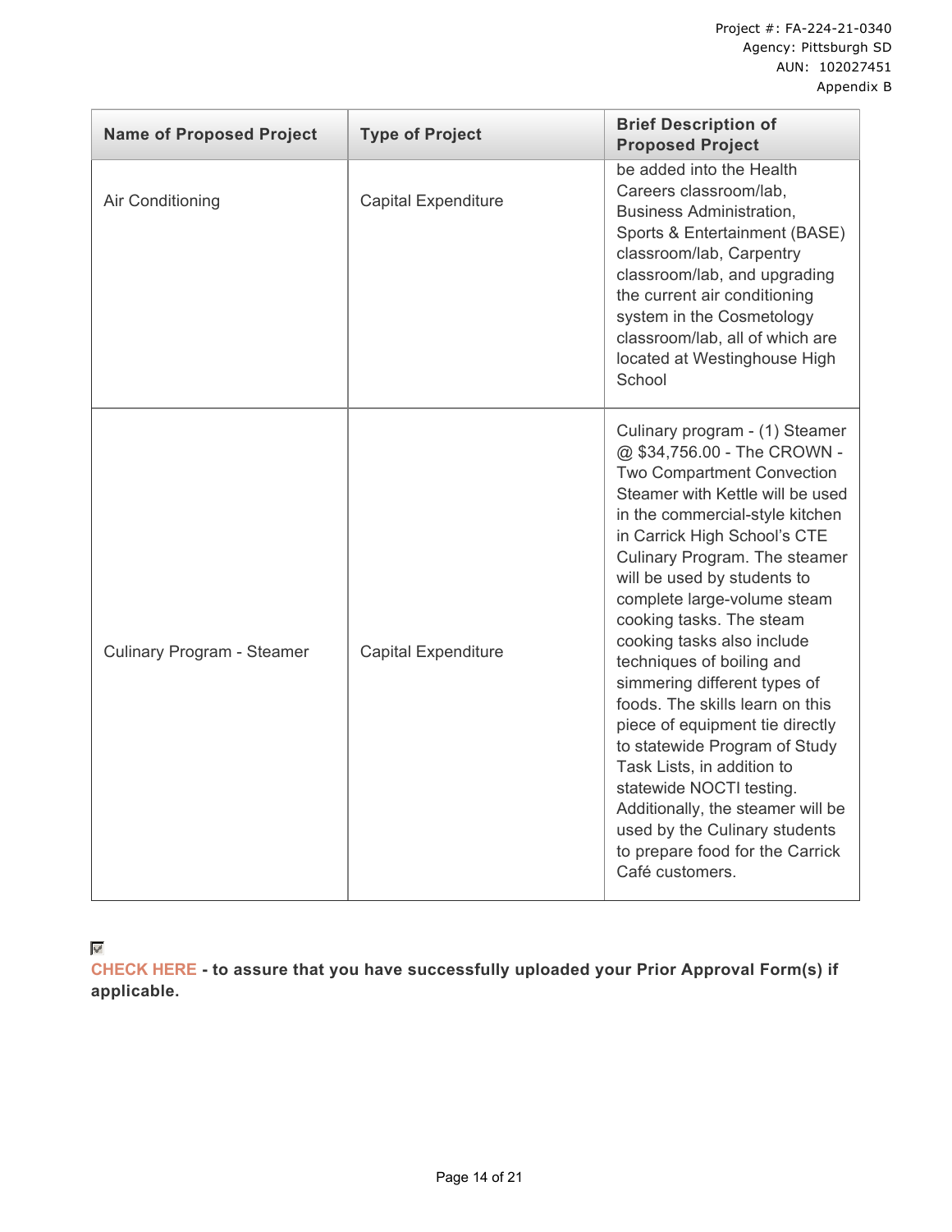Project #: FA-224-21-0340
Agency: Pittsburgh SD
AUN: 102027451
Appendix B

| Name of Proposed Project | Type of Project | Brief Description of Proposed Project |
|---|---|---|
| Air Conditioning | Capital Expenditure | be added into the Health Careers classroom/lab, Business Administration, Sports & Entertainment (BASE) classroom/lab, Carpentry classroom/lab, and upgrading the current air conditioning system in the Cosmetology classroom/lab, all of which are located at Westinghouse High School |
| Culinary Program - Steamer | Capital Expenditure | Culinary program - (1) Steamer @ $34,756.00 - The CROWN - Two Compartment Convection Steamer with Kettle will be used in the commercial-style kitchen in Carrick High School's CTE Culinary Program. The steamer will be used by students to complete large-volume steam cooking tasks. The steam cooking tasks also include techniques of boiling and simmering different types of foods. The skills learn on this piece of equipment tie directly to statewide Program of Study Task Lists, in addition to statewide NOCTI testing. Additionally, the steamer will be used by the Culinary students to prepare food for the Carrick Café customers. |

☑ **CHECK HERE - to assure that you have successfully uploaded your Prior Approval Form(s) if applicable.**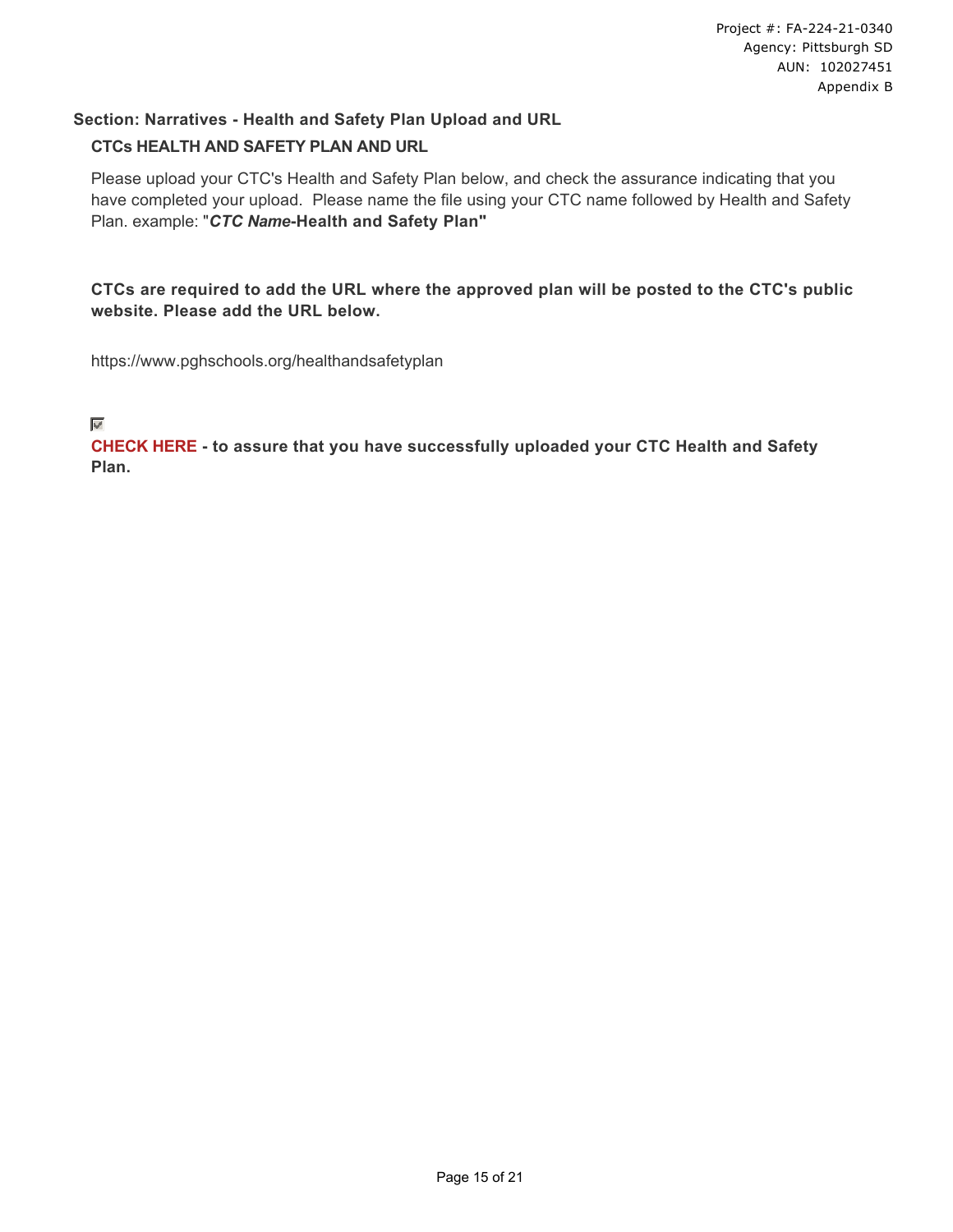Project #: FA-224-21-0340
Agency: Pittsburgh SD
AUN: 102027451
Appendix B

## Section: Narratives - Health and Safety Plan Upload and URL

### CTCs HEALTH AND SAFETY PLAN AND URL

Please upload your CTC's Health and Safety Plan below, and check the assurance indicating that you have completed your upload. Please name the file using your CTC name followed by Health and Safety Plan. example: "***CTC Name*-Health and Safety Plan"**

**CTCs are required to add the URL where the approved plan will be posted to the CTC's public website. Please add the URL below.**

https://www.pghschools.org/healthandsafetyplan

☑

**CHECK HERE - to assure that you have successfully uploaded your CTC Health and Safety Plan.**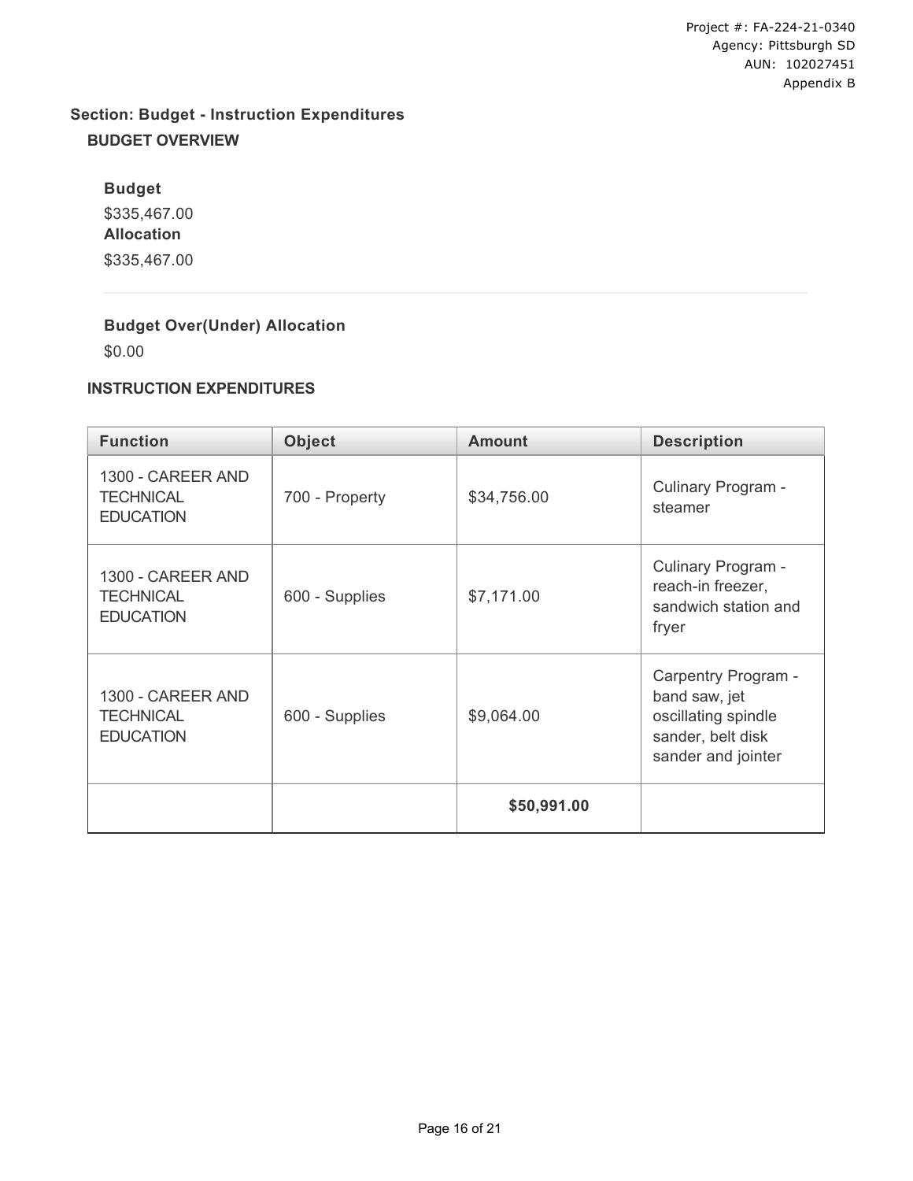Project #: FA-224-21-0340
Agency: Pittsburgh SD
AUN: 102027451
Appendix B

## Section: Budget - Instruction Expenditures

### BUDGET OVERVIEW

**Budget**

$335,467.00

**Allocation**

$335,467.00

**Budget Over(Under) Allocation**

$0.00

### INSTRUCTION EXPENDITURES

| Function | Object | Amount | Description |
|---|---|---|---|
| 1300 - CAREER AND TECHNICAL EDUCATION | 700 - Property | $34,756.00 | Culinary Program - steamer |
| 1300 - CAREER AND TECHNICAL EDUCATION | 600 - Supplies | $7,171.00 | Culinary Program - reach-in freezer, sandwich station and fryer |
| 1300 - CAREER AND TECHNICAL EDUCATION | 600 - Supplies | $9,064.00 | Carpentry Program - band saw, jet oscillating spindle sander, belt disk sander and jointer |
| | | **$50,991.00** | |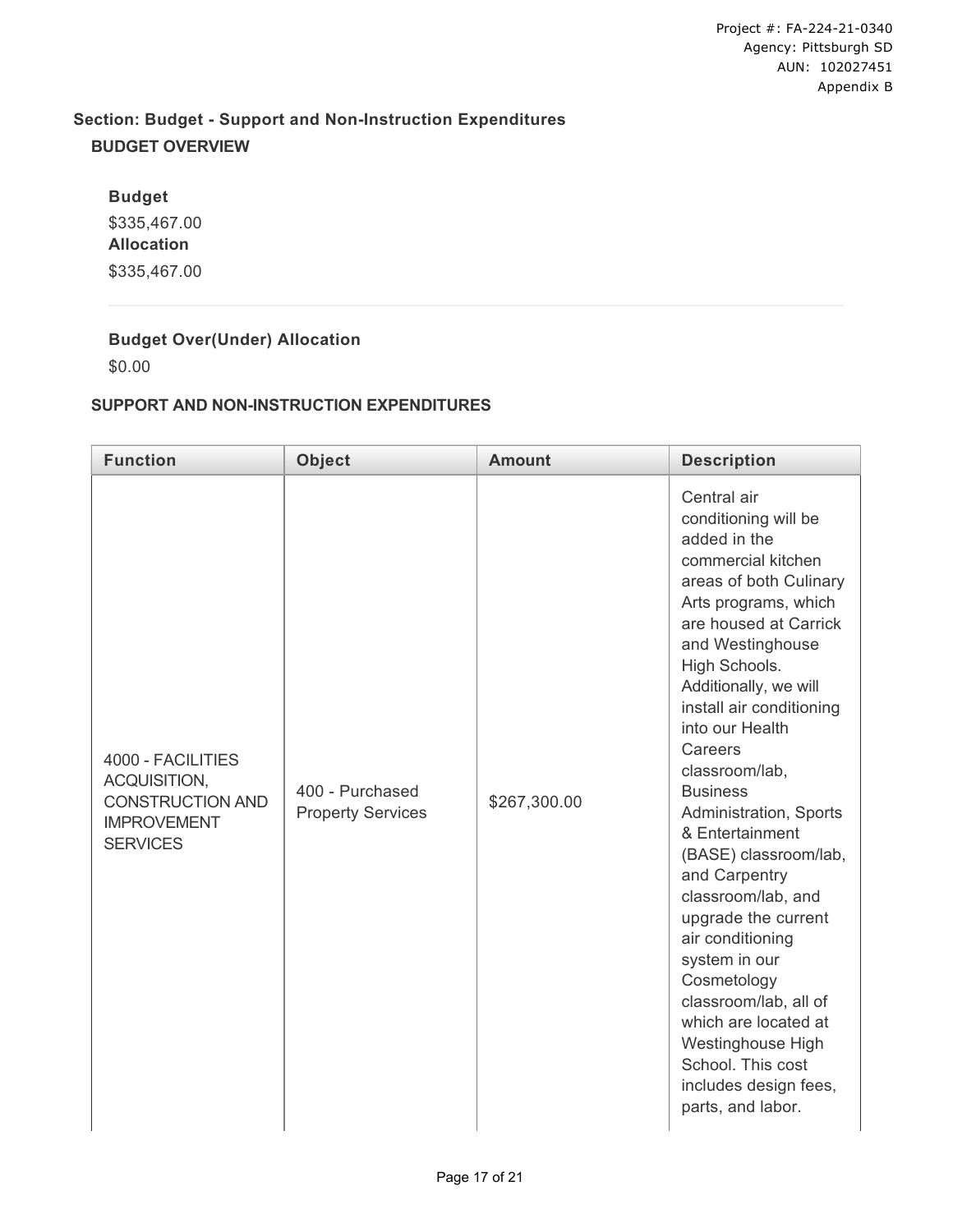## Section: Budget - Support and Non-Instruction Expenditures

### BUDGET OVERVIEW

**Budget**

$335,467.00

**Allocation**

$335,467.00

**Budget Over(Under) Allocation**

$0.00

### SUPPORT AND NON-INSTRUCTION EXPENDITURES

| Function | Object | Amount | Description |
|---|---|---|---|
| 4000 - FACILITIES ACQUISITION, CONSTRUCTION AND IMPROVEMENT SERVICES | 400 - Purchased Property Services | $267,300.00 | Central air conditioning will be added in the commercial kitchen areas of both Culinary Arts programs, which are housed at Carrick and Westinghouse High Schools. Additionally, we will install air conditioning into our Health Careers classroom/lab, Business Administration, Sports & Entertainment (BASE) classroom/lab, and Carpentry classroom/lab, and upgrade the current air conditioning system in our Cosmetology classroom/lab, all of which are located at Westinghouse High School. This cost includes design fees, parts, and labor. |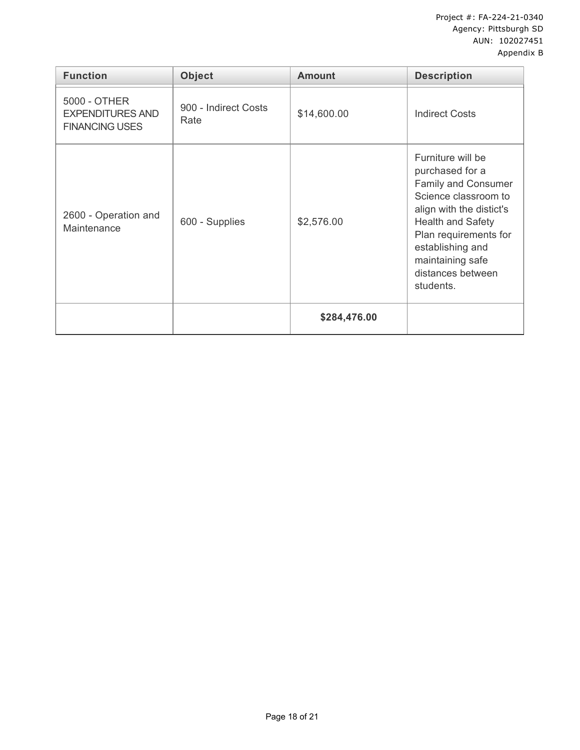| Function | Object | Amount | Description |
|---|---|---|---|
| 5000 - OTHER EXPENDITURES AND FINANCING USES | 900 - Indirect Costs Rate | $14,600.00 | Indirect Costs |
| 2600 - Operation and Maintenance | 600 - Supplies | $2,576.00 | Furniture will be purchased for a Family and Consumer Science classroom to align with the distict's Health and Safety Plan requirements for establishing and maintaining safe distances between students. |
| | | **$284,476.00** | |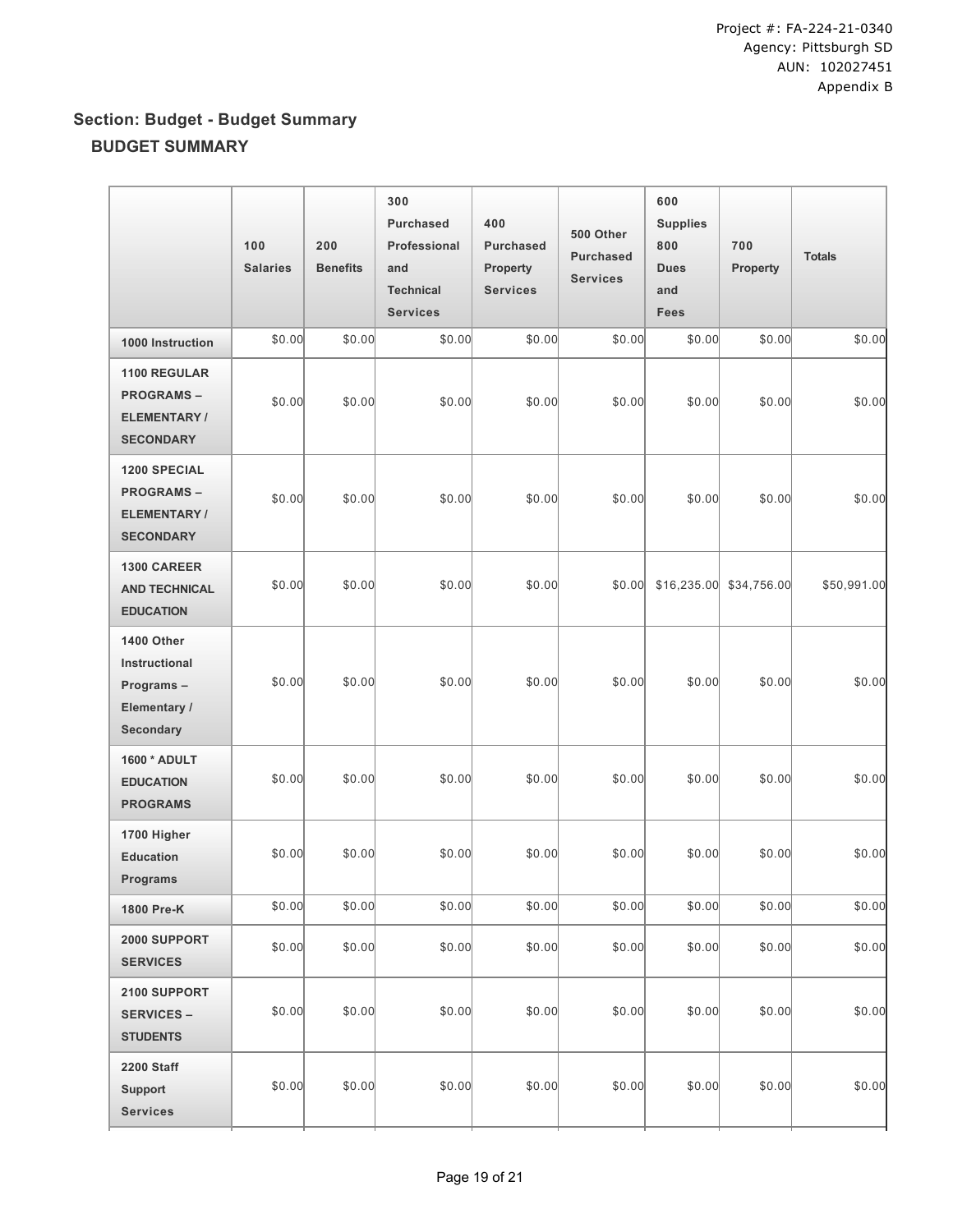## Section: Budget - Budget Summary

### BUDGET SUMMARY

| | 100 Salaries | 200 Benefits | 300 Purchased Professional and Technical Services | 400 Purchased Property Services | 500 Other Purchased Services | 600 Supplies 800 Dues and Fees | 700 Property | Totals |
|---|---|---|---|---|---|---|---|---|
| **1000 Instruction** | $0.00 | $0.00 | $0.00 | $0.00 | $0.00 | $0.00 | $0.00 | $0.00 |
| **1100 REGULAR PROGRAMS – ELEMENTARY / SECONDARY** | $0.00 | $0.00 | $0.00 | $0.00 | $0.00 | $0.00 | $0.00 | $0.00 |
| **1200 SPECIAL PROGRAMS – ELEMENTARY / SECONDARY** | $0.00 | $0.00 | $0.00 | $0.00 | $0.00 | $0.00 | $0.00 | $0.00 |
| **1300 CAREER AND TECHNICAL EDUCATION** | $0.00 | $0.00 | $0.00 | $0.00 | $0.00 | $16,235.00 | $34,756.00 | $50,991.00 |
| **1400 Other Instructional Programs – Elementary / Secondary** | $0.00 | $0.00 | $0.00 | $0.00 | $0.00 | $0.00 | $0.00 | $0.00 |
| **1600 * ADULT EDUCATION PROGRAMS** | $0.00 | $0.00 | $0.00 | $0.00 | $0.00 | $0.00 | $0.00 | $0.00 |
| **1700 Higher Education Programs** | $0.00 | $0.00 | $0.00 | $0.00 | $0.00 | $0.00 | $0.00 | $0.00 |
| **1800 Pre-K** | $0.00 | $0.00 | $0.00 | $0.00 | $0.00 | $0.00 | $0.00 | $0.00 |
| **2000 SUPPORT SERVICES** | $0.00 | $0.00 | $0.00 | $0.00 | $0.00 | $0.00 | $0.00 | $0.00 |
| **2100 SUPPORT SERVICES – STUDENTS** | $0.00 | $0.00 | $0.00 | $0.00 | $0.00 | $0.00 | $0.00 | $0.00 |
| **2200 Staff Support Services** | $0.00 | $0.00 | $0.00 | $0.00 | $0.00 | $0.00 | $0.00 | $0.00 |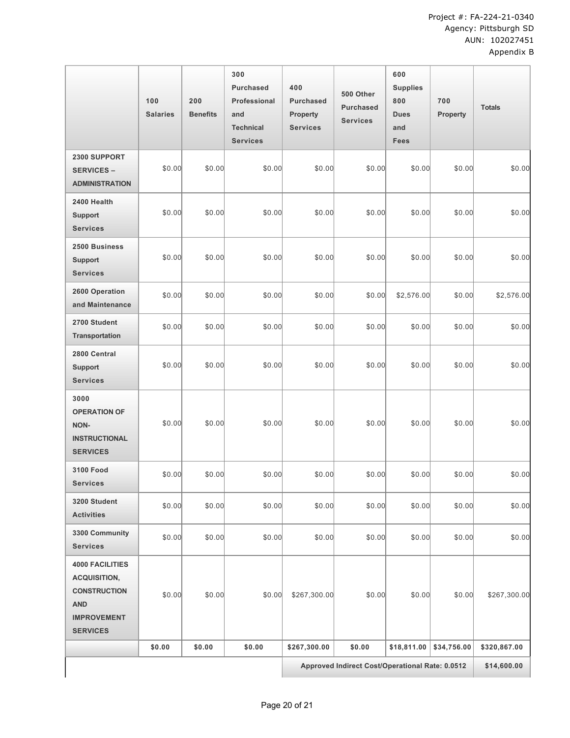Project #: FA-224-21-0340
Agency: Pittsburgh SD
AUN: 102027451
Appendix B

| | 100 Salaries | 200 Benefits | 300 Purchased Professional and Technical Services | 400 Purchased Property Services | 500 Other Purchased Services | 600 Supplies 800 Dues and Fees | 700 Property | Totals |
|---|---|---|---|---|---|---|---|---|
| **2300 SUPPORT SERVICES – ADMINISTRATION** | $0.00 | $0.00 | $0.00 | $0.00 | $0.00 | $0.00 | $0.00 | $0.00 |
| **2400 Health Support Services** | $0.00 | $0.00 | $0.00 | $0.00 | $0.00 | $0.00 | $0.00 | $0.00 |
| **2500 Business Support Services** | $0.00 | $0.00 | $0.00 | $0.00 | $0.00 | $0.00 | $0.00 | $0.00 |
| **2600 Operation and Maintenance** | $0.00 | $0.00 | $0.00 | $0.00 | $0.00 | $2,576.00 | $0.00 | $2,576.00 |
| **2700 Student Transportation** | $0.00 | $0.00 | $0.00 | $0.00 | $0.00 | $0.00 | $0.00 | $0.00 |
| **2800 Central Support Services** | $0.00 | $0.00 | $0.00 | $0.00 | $0.00 | $0.00 | $0.00 | $0.00 |
| **3000 OPERATION OF NON-INSTRUCTIONAL SERVICES** | $0.00 | $0.00 | $0.00 | $0.00 | $0.00 | $0.00 | $0.00 | $0.00 |
| **3100 Food Services** | $0.00 | $0.00 | $0.00 | $0.00 | $0.00 | $0.00 | $0.00 | $0.00 |
| **3200 Student Activities** | $0.00 | $0.00 | $0.00 | $0.00 | $0.00 | $0.00 | $0.00 | $0.00 |
| **3300 Community Services** | $0.00 | $0.00 | $0.00 | $0.00 | $0.00 | $0.00 | $0.00 | $0.00 |
| **4000 FACILITIES ACQUISITION, CONSTRUCTION AND IMPROVEMENT SERVICES** | $0.00 | $0.00 | $0.00 | $267,300.00 | $0.00 | $0.00 | $0.00 | $267,300.00 |
| | **$0.00** | **$0.00** | **$0.00** | **$267,300.00** | **$0.00** | **$18,811.00** | **$34,756.00** | **$320,867.00** |
| | | | | **Approved Indirect Cost/Operational Rate: 0.0512** | | | | **$14,600.00** |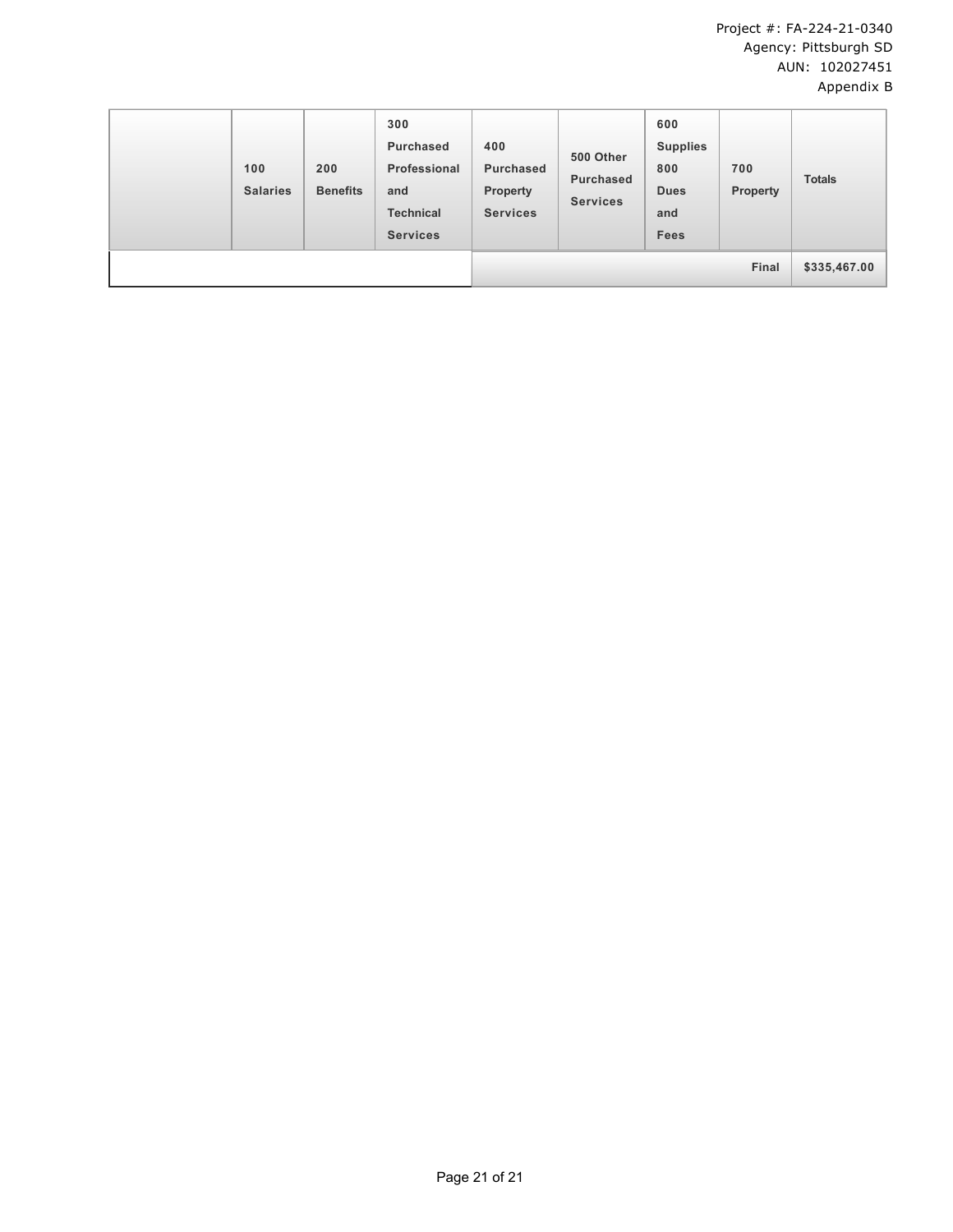| | 100 Salaries | 200 Benefits | 300 Purchased Professional and Technical Services | 400 Purchased Property Services | 500 Other Purchased Services | 600 Supplies 800 Dues and Fees | 700 Property | Totals |
|---|---|---|---|---|---|---|---|---|
| | | | | | | | Final | $335,467.00 |